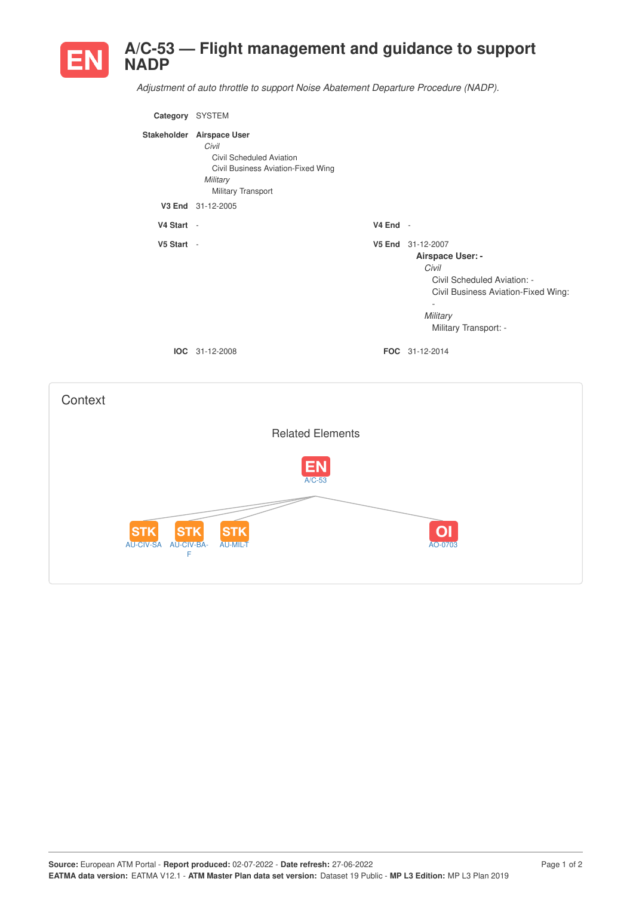# EN A/C-53 — Flight management and guidance to support NADP

*Adjustment of auto throttle to support Noise Abatement Departure Procedure (NADP).*

**Category** SYSTEM

**Stakeholder** **Airspace User**
*Civil*
Civil Scheduled Aviation
Civil Business Aviation-Fixed Wing
*Military*
Military Transport

**V3 End** 31-12-2005

**V4 Start** -

**V4 End** -

**V5 Start** -

**V5 End** 31-12-2007
**Airspace User: -**
*Civil*
Civil Scheduled Aviation: -
Civil Business Aviation-Fixed Wing: -
*Military*
Military Transport: -

**IOC** 31-12-2008

**FOC** 31-12-2014

## Context

Related Elements

EN A/C-53

STK AU-CIV-SA

STK AU-CIV-BA-F

STK AU-MIL-T

OI AO-0703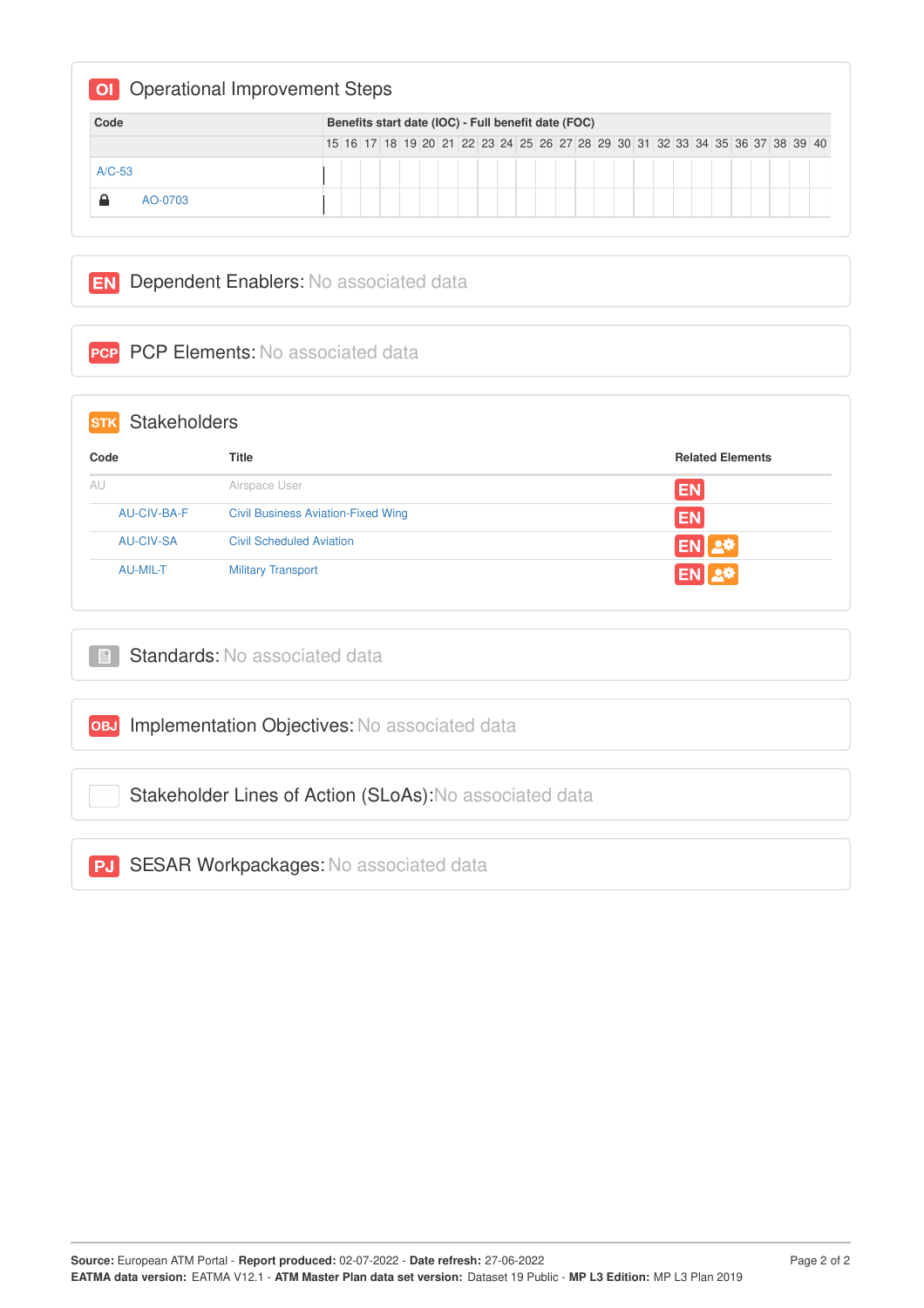## OI Operational Improvement Steps

| Code | Benefits start date (IOC) - Full benefit date (FOC) |
|---|---|
| | 15 16 17 18 19 20 21 22 23 24 25 26 27 28 29 30 31 32 33 34 35 36 37 38 39 40 |
| A/C-53 | |
| AO-0703 | |

## EN Dependent Enablers: No associated data

## PCP PCP Elements: No associated data

## STK Stakeholders

| Code | Title | Related Elements |
|---|---|---|
| AU | Airspace User | EN |
| AU-CIV-BA-F | Civil Business Aviation-Fixed Wing | EN |
| AU-CIV-SA | Civil Scheduled Aviation | EN |
| AU-MIL-T | Military Transport | EN |

## Standards: No associated data

## OBJ Implementation Objectives: No associated data

## Stakeholder Lines of Action (SLoAs): No associated data

## PJ SESAR Workpackages: No associated data

**Source:** European ATM Portal - **Report produced:** 02-07-2022 - **Date refresh:** 27-06-2022
**EATMA data version:** EATMA V12.1 - **ATM Master Plan data set version:** Dataset 19 Public - **MP L3 Edition:** MP L3 Plan 2019